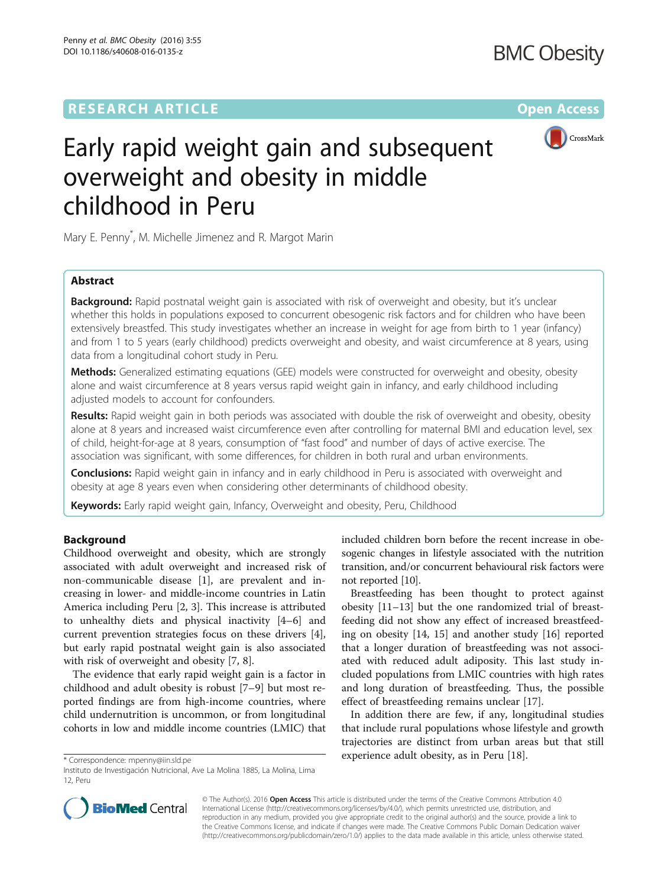RESEARCH ARTICLE

Open Access

# Early rapid weight gain and subsequent overweight and obesity in middle childhood in Peru

Mary E. Penny*, M. Michelle Jimenez and R. Margot Marin

## Abstract

**Background:** Rapid postnatal weight gain is associated with risk of overweight and obesity, but it's unclear whether this holds in populations exposed to concurrent obesogenic risk factors and for children who have been extensively breastfed. This study investigates whether an increase in weight for age from birth to 1 year (infancy) and from 1 to 5 years (early childhood) predicts overweight and obesity, and waist circumference at 8 years, using data from a longitudinal cohort study in Peru.

**Methods:** Generalized estimating equations (GEE) models were constructed for overweight and obesity, obesity alone and waist circumference at 8 years versus rapid weight gain in infancy, and early childhood including adjusted models to account for confounders.

**Results:** Rapid weight gain in both periods was associated with double the risk of overweight and obesity, obesity alone at 8 years and increased waist circumference even after controlling for maternal BMI and education level, sex of child, height-for-age at 8 years, consumption of "fast food" and number of days of active exercise. The association was significant, with some differences, for children in both rural and urban environments.

**Conclusions:** Rapid weight gain in infancy and in early childhood in Peru is associated with overweight and obesity at age 8 years even when considering other determinants of childhood obesity.

**Keywords:** Early rapid weight gain, Infancy, Overweight and obesity, Peru, Childhood

## Background

Childhood overweight and obesity, which are strongly associated with adult overweight and increased risk of non-communicable disease [1], are prevalent and increasing in lower- and middle-income countries in Latin America including Peru [2, 3]. This increase is attributed to unhealthy diets and physical inactivity [4–6] and current prevention strategies focus on these drivers [4], but early rapid postnatal weight gain is also associated with risk of overweight and obesity [7, 8].

The evidence that early rapid weight gain is a factor in childhood and adult obesity is robust [7–9] but most reported findings are from high-income countries, where child undernutrition is uncommon, or from longitudinal cohorts in low and middle income countries (LMIC) that included children born before the recent increase in obesogenic changes in lifestyle associated with the nutrition transition, and/or concurrent behavioural risk factors were not reported [10].

Breastfeeding has been thought to protect against obesity [11–13] but the one randomized trial of breastfeeding did not show any effect of increased breastfeeding on obesity [14, 15] and another study [16] reported that a longer duration of breastfeeding was not associated with reduced adult adiposity. This last study included populations from LMIC countries with high rates and long duration of breastfeeding. Thus, the possible effect of breastfeeding remains unclear [17].

In addition there are few, if any, longitudinal studies that include rural populations whose lifestyle and growth trajectories are distinct from urban areas but that still experience adult obesity, as in Peru [18].

* Correspondence: mpenny@iin.sld.pe
Instituto de Investigación Nutricional, Ave La Molina 1885, La Molina, Lima 12, Peru

© The Author(s). 2016 **Open Access** This article is distributed under the terms of the Creative Commons Attribution 4.0 International License (http://creativecommons.org/licenses/by/4.0/), which permits unrestricted use, distribution, and reproduction in any medium, provided you give appropriate credit to the original author(s) and the source, provide a link to the Creative Commons license, and indicate if changes were made. The Creative Commons Public Domain Dedication waiver (http://creativecommons.org/publicdomain/zero/1.0/) applies to the data made available in this article, unless otherwise stated.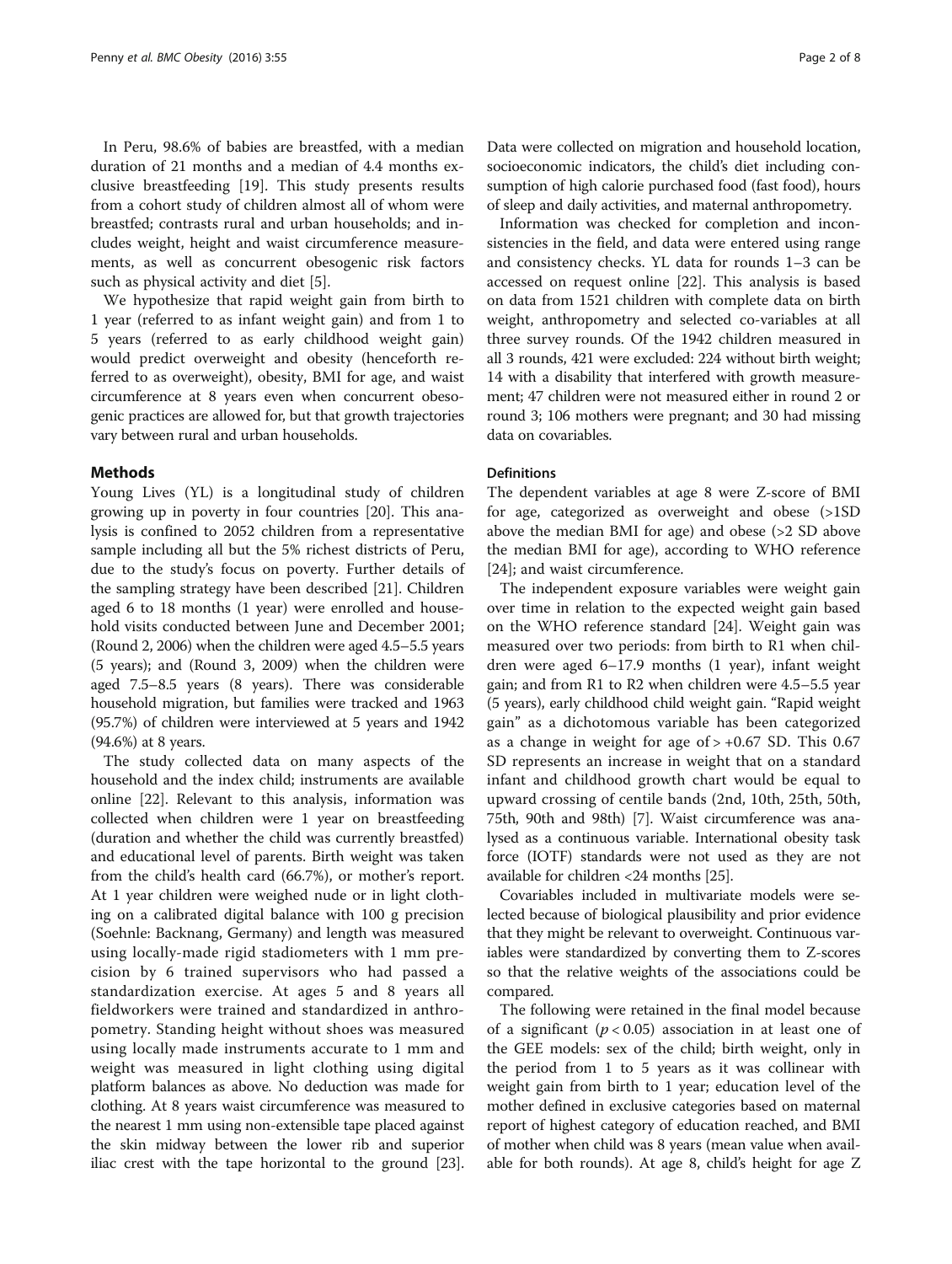In Peru, 98.6% of babies are breastfed, with a median duration of 21 months and a median of 4.4 months exclusive breastfeeding [19]. This study presents results from a cohort study of children almost all of whom were breastfed; contrasts rural and urban households; and includes weight, height and waist circumference measurements, as well as concurrent obesogenic risk factors such as physical activity and diet [5].

We hypothesize that rapid weight gain from birth to 1 year (referred to as infant weight gain) and from 1 to 5 years (referred to as early childhood weight gain) would predict overweight and obesity (henceforth referred to as overweight), obesity, BMI for age, and waist circumference at 8 years even when concurrent obesogenic practices are allowed for, but that growth trajectories vary between rural and urban households.

## Methods

Young Lives (YL) is a longitudinal study of children growing up in poverty in four countries [20]. This analysis is confined to 2052 children from a representative sample including all but the 5% richest districts of Peru, due to the study's focus on poverty. Further details of the sampling strategy have been described [21]. Children aged 6 to 18 months (1 year) were enrolled and household visits conducted between June and December 2001; (Round 2, 2006) when the children were aged 4.5–5.5 years (5 years); and (Round 3, 2009) when the children were aged 7.5–8.5 years (8 years). There was considerable household migration, but families were tracked and 1963 (95.7%) of children were interviewed at 5 years and 1942 (94.6%) at 8 years.

The study collected data on many aspects of the household and the index child; instruments are available online [22]. Relevant to this analysis, information was collected when children were 1 year on breastfeeding (duration and whether the child was currently breastfed) and educational level of parents. Birth weight was taken from the child's health card (66.7%), or mother's report. At 1 year children were weighed nude or in light clothing on a calibrated digital balance with 100 g precision (Soehnle: Backnang, Germany) and length was measured using locally-made rigid stadiometers with 1 mm precision by 6 trained supervisors who had passed a standardization exercise. At ages 5 and 8 years all fieldworkers were trained and standardized in anthropometry. Standing height without shoes was measured using locally made instruments accurate to 1 mm and weight was measured in light clothing using digital platform balances as above. No deduction was made for clothing. At 8 years waist circumference was measured to the nearest 1 mm using non-extensible tape placed against the skin midway between the lower rib and superior iliac crest with the tape horizontal to the ground [23]. Data were collected on migration and household location, socioeconomic indicators, the child's diet including consumption of high calorie purchased food (fast food), hours of sleep and daily activities, and maternal anthropometry.

Information was checked for completion and inconsistencies in the field, and data were entered using range and consistency checks. YL data for rounds 1–3 can be accessed on request online [22]. This analysis is based on data from 1521 children with complete data on birth weight, anthropometry and selected co-variables at all three survey rounds. Of the 1942 children measured in all 3 rounds, 421 were excluded: 224 without birth weight; 14 with a disability that interfered with growth measurement; 47 children were not measured either in round 2 or round 3; 106 mothers were pregnant; and 30 had missing data on covariables.

### Definitions

The dependent variables at age 8 were Z-score of BMI for age, categorized as overweight and obese (>1SD above the median BMI for age) and obese (>2 SD above the median BMI for age), according to WHO reference [24]; and waist circumference.

The independent exposure variables were weight gain over time in relation to the expected weight gain based on the WHO reference standard [24]. Weight gain was measured over two periods: from birth to R1 when children were aged 6–17.9 months (1 year), infant weight gain; and from R1 to R2 when children were 4.5–5.5 year (5 years), early childhood child weight gain. "Rapid weight gain" as a dichotomous variable has been categorized as a change in weight for age of > +0.67 SD. This 0.67 SD represents an increase in weight that on a standard infant and childhood growth chart would be equal to upward crossing of centile bands (2nd, 10th, 25th, 50th, 75th, 90th and 98th) [7]. Waist circumference was analysed as a continuous variable. International obesity task force (IOTF) standards were not used as they are not available for children <24 months [25].

Covariables included in multivariate models were selected because of biological plausibility and prior evidence that they might be relevant to overweight. Continuous variables were standardized by converting them to Z-scores so that the relative weights of the associations could be compared.

The following were retained in the final model because of a significant ($p < 0.05$) association in at least one of the GEE models: sex of the child; birth weight, only in the period from 1 to 5 years as it was collinear with weight gain from birth to 1 year; education level of the mother defined in exclusive categories based on maternal report of highest category of education reached, and BMI of mother when child was 8 years (mean value when available for both rounds). At age 8, child's height for age Z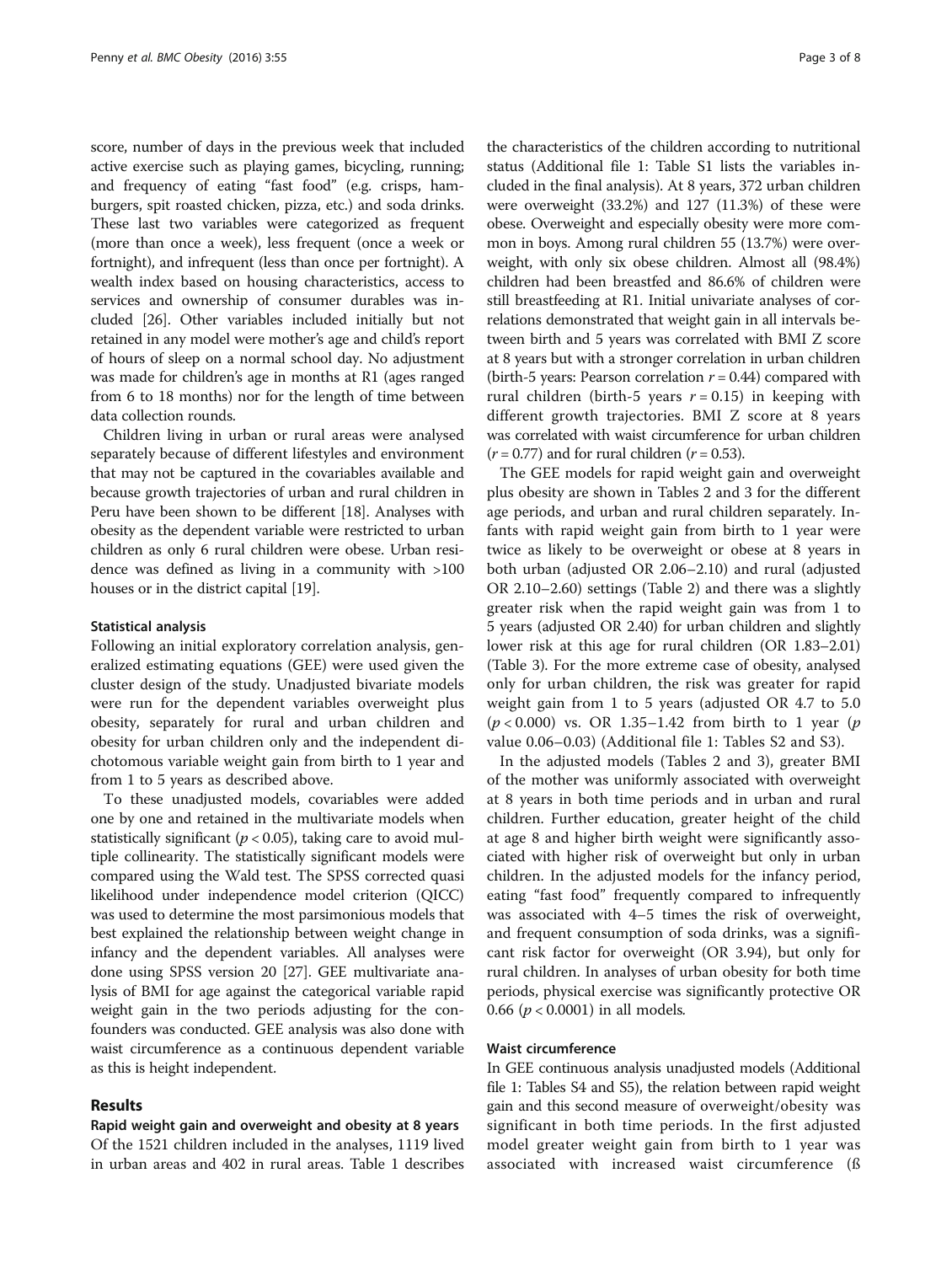score, number of days in the previous week that included active exercise such as playing games, bicycling, running; and frequency of eating "fast food" (e.g. crisps, hamburgers, spit roasted chicken, pizza, etc.) and soda drinks. These last two variables were categorized as frequent (more than once a week), less frequent (once a week or fortnight), and infrequent (less than once per fortnight). A wealth index based on housing characteristics, access to services and ownership of consumer durables was included [26]. Other variables included initially but not retained in any model were mother's age and child's report of hours of sleep on a normal school day. No adjustment was made for children's age in months at R1 (ages ranged from 6 to 18 months) nor for the length of time between data collection rounds.

Children living in urban or rural areas were analysed separately because of different lifestyles and environment that may not be captured in the covariables available and because growth trajectories of urban and rural children in Peru have been shown to be different [18]. Analyses with obesity as the dependent variable were restricted to urban children as only 6 rural children were obese. Urban residence was defined as living in a community with >100 houses or in the district capital [19].

### Statistical analysis

Following an initial exploratory correlation analysis, generalized estimating equations (GEE) were used given the cluster design of the study. Unadjusted bivariate models were run for the dependent variables overweight plus obesity, separately for rural and urban children and obesity for urban children only and the independent dichotomous variable weight gain from birth to 1 year and from 1 to 5 years as described above.

To these unadjusted models, covariables were added one by one and retained in the multivariate models when statistically significant ($p < 0.05$), taking care to avoid multiple collinearity. The statistically significant models were compared using the Wald test. The SPSS corrected quasi likelihood under independence model criterion (QICC) was used to determine the most parsimonious models that best explained the relationship between weight change in infancy and the dependent variables. All analyses were done using SPSS version 20 [27]. GEE multivariate analysis of BMI for age against the categorical variable rapid weight gain in the two periods adjusting for the confounders was conducted. GEE analysis was also done with waist circumference as a continuous dependent variable as this is height independent.

## Results

### Rapid weight gain and overweight and obesity at 8 years

Of the 1521 children included in the analyses, 1119 lived in urban areas and 402 in rural areas. Table 1 describes the characteristics of the children according to nutritional status (Additional file 1: Table S1 lists the variables included in the final analysis). At 8 years, 372 urban children were overweight (33.2%) and 127 (11.3%) of these were obese. Overweight and especially obesity were more common in boys. Among rural children 55 (13.7%) were overweight, with only six obese children. Almost all (98.4%) children had been breastfed and 86.6% of children were still breastfeeding at R1. Initial univariate analyses of correlations demonstrated that weight gain in all intervals between birth and 5 years was correlated with BMI Z score at 8 years but with a stronger correlation in urban children (birth-5 years: Pearson correlation $r = 0.44$) compared with rural children (birth-5 years $r = 0.15$) in keeping with different growth trajectories. BMI Z score at 8 years was correlated with waist circumference for urban children ($r = 0.77$) and for rural children ($r = 0.53$).

The GEE models for rapid weight gain and overweight plus obesity are shown in Tables 2 and 3 for the different age periods, and urban and rural children separately. Infants with rapid weight gain from birth to 1 year were twice as likely to be overweight or obese at 8 years in both urban (adjusted OR 2.06–2.10) and rural (adjusted OR 2.10–2.60) settings (Table 2) and there was a slightly greater risk when the rapid weight gain was from 1 to 5 years (adjusted OR 2.40) for urban children and slightly lower risk at this age for rural children (OR 1.83–2.01) (Table 3). For the more extreme case of obesity, analysed only for urban children, the risk was greater for rapid weight gain from 1 to 5 years (adjusted OR 4.7 to 5.0 ($p < 0.000$) vs. OR 1.35–1.42 from birth to 1 year ($p$ value 0.06–0.03) (Additional file 1: Tables S2 and S3).

In the adjusted models (Tables 2 and 3), greater BMI of the mother was uniformly associated with overweight at 8 years in both time periods and in urban and rural children. Further education, greater height of the child at age 8 and higher birth weight were significantly associated with higher risk of overweight but only in urban children. In the adjusted models for the infancy period, eating "fast food" frequently compared to infrequently was associated with 4–5 times the risk of overweight, and frequent consumption of soda drinks, was a significant risk factor for overweight (OR 3.94), but only for rural children. In analyses of urban obesity for both time periods, physical exercise was significantly protective OR 0.66 ($p < 0.0001$) in all models.

### Waist circumference

In GEE continuous analysis unadjusted models (Additional file 1: Tables S4 and S5), the relation between rapid weight gain and this second measure of overweight/obesity was significant in both time periods. In the first adjusted model greater weight gain from birth to 1 year was associated with increased waist circumference (ß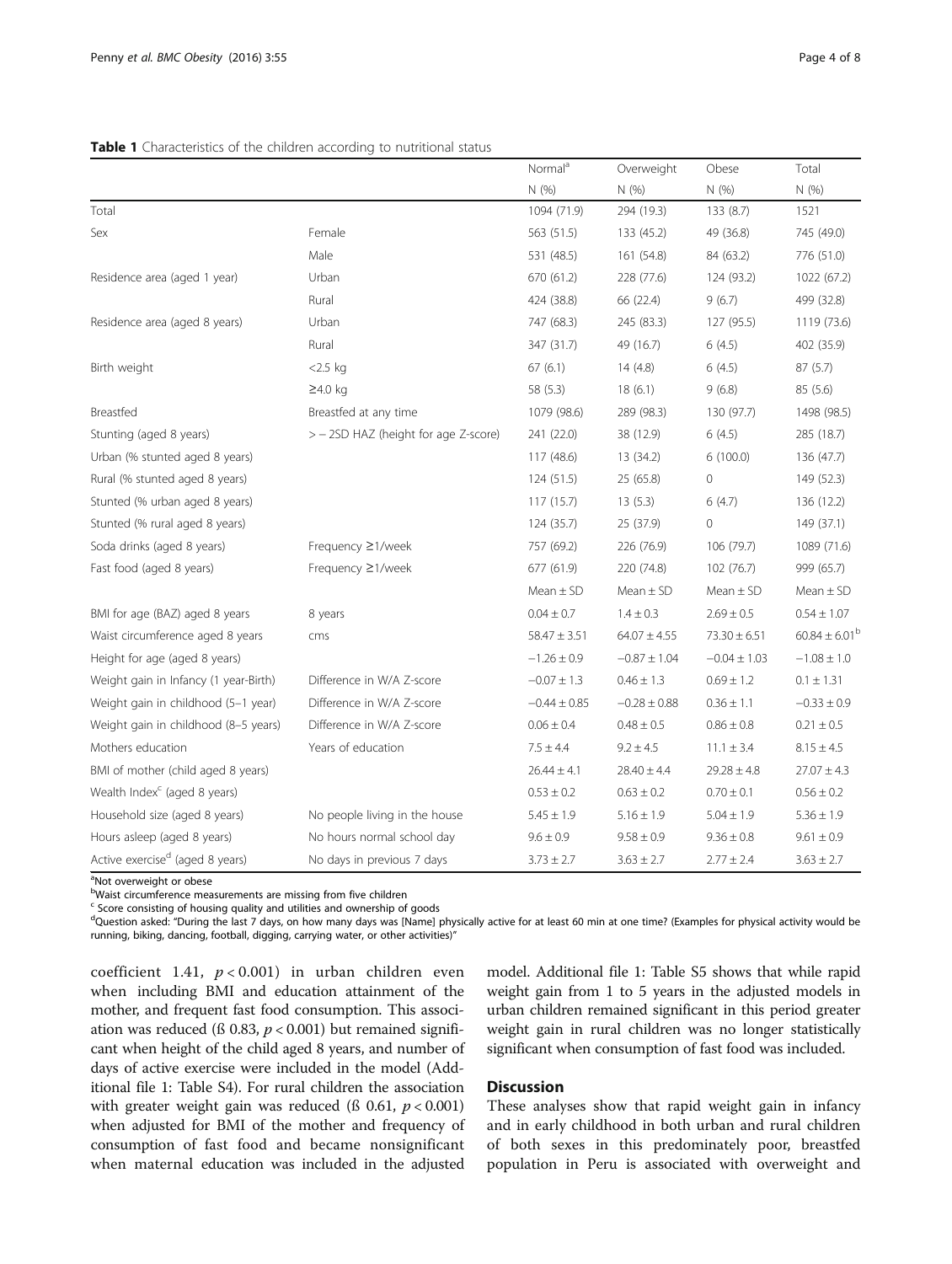**Table 1** Characteristics of the children according to nutritional status

| | | Normal[a] | Overweight | Obese | Total |
|---|---|---|---|---|---|
| | | N (%) | N (%) | N (%) | N (%) |
| Total | | 1094 (71.9) | 294 (19.3) | 133 (8.7) | 1521 |
| Sex | Female | 563 (51.5) | 133 (45.2) | 49 (36.8) | 745 (49.0) |
| | Male | 531 (48.5) | 161 (54.8) | 84 (63.2) | 776 (51.0) |
| Residence area (aged 1 year) | Urban | 670 (61.2) | 228 (77.6) | 124 (93.2) | 1022 (67.2) |
| | Rural | 424 (38.8) | 66 (22.4) | 9 (6.7) | 499 (32.8) |
| Residence area (aged 8 years) | Urban | 747 (68.3) | 245 (83.3) | 127 (95.5) | 1119 (73.6) |
| | Rural | 347 (31.7) | 49 (16.7) | 6 (4.5) | 402 (35.9) |
| Birth weight | <2.5 kg | 67 (6.1) | 14 (4.8) | 6 (4.5) | 87 (5.7) |
| | ≥4.0 kg | 58 (5.3) | 18 (6.1) | 9 (6.8) | 85 (5.6) |
| Breastfed | Breastfed at any time | 1079 (98.6) | 289 (98.3) | 130 (97.7) | 1498 (98.5) |
| Stunting (aged 8 years) | > − 2SD HAZ (height for age Z-score) | 241 (22.0) | 38 (12.9) | 6 (4.5) | 285 (18.7) |
| Urban (% stunted aged 8 years) | | 117 (48.6) | 13 (34.2) | 6 (100.0) | 136 (47.7) |
| Rural (% stunted aged 8 years) | | 124 (51.5) | 25 (65.8) | 0 | 149 (52.3) |
| Stunted (% urban aged 8 years) | | 117 (15.7) | 13 (5.3) | 6 (4.7) | 136 (12.2) |
| Stunted (% rural aged 8 years) | | 124 (35.7) | 25 (37.9) | 0 | 149 (37.1) |
| Soda drinks (aged 8 years) | Frequency ≥1/week | 757 (69.2) | 226 (76.9) | 106 (79.7) | 1089 (71.6) |
| Fast food (aged 8 years) | Frequency ≥1/week | 677 (61.9) | 220 (74.8) | 102 (76.7) | 999 (65.7) |
| | | Mean ± SD | Mean ± SD | Mean ± SD | Mean ± SD |
| BMI for age (BAZ) aged 8 years | 8 years | 0.04 ± 0.7 | 1.4 ± 0.3 | 2.69 ± 0.5 | 0.54 ± 1.07 |
| Waist circumference aged 8 years | cms | 58.47 ± 3.51 | 64.07 ± 4.55 | 73.30 ± 6.51 | 60.84 ± 6.01[b] |
| Height for age (aged 8 years) | | −1.26 ± 0.9 | −0.87 ± 1.04 | −0.04 ± 1.03 | −1.08 ± 1.0 |
| Weight gain in Infancy (1 year-Birth) | Difference in W/A Z-score | −0.07 ± 1.3 | 0.46 ± 1.3 | 0.69 ± 1.2 | 0.1 ± 1.31 |
| Weight gain in childhood (5–1 year) | Difference in W/A Z-score | −0.44 ± 0.85 | −0.28 ± 0.88 | 0.36 ± 1.1 | −0.33 ± 0.9 |
| Weight gain in childhood (8–5 years) | Difference in W/A Z-score | 0.06 ± 0.4 | 0.48 ± 0.5 | 0.86 ± 0.8 | 0.21 ± 0.5 |
| Mothers education | Years of education | 7.5 ± 4.4 | 9.2 ± 4.5 | 11.1 ± 3.4 | 8.15 ± 4.5 |
| BMI of mother (child aged 8 years) | | 26.44 ± 4.1 | 28.40 ± 4.4 | 29.28 ± 4.8 | 27.07 ± 4.3 |
| Wealth Index[c] (aged 8 years) | | 0.53 ± 0.2 | 0.63 ± 0.2 | 0.70 ± 0.1 | 0.56 ± 0.2 |
| Household size (aged 8 years) | No people living in the house | 5.45 ± 1.9 | 5.16 ± 1.9 | 5.04 ± 1.9 | 5.36 ± 1.9 |
| Hours asleep (aged 8 years) | No hours normal school day | 9.6 ± 0.9 | 9.58 ± 0.9 | 9.36 ± 0.8 | 9.61 ± 0.9 |
| Active exercise[d] (aged 8 years) | No days in previous 7 days | 3.73 ± 2.7 | 3.63 ± 2.7 | 2.77 ± 2.4 | 3.63 ± 2.7 |

[a]Not overweight or obese
[b]Waist circumference measurements are missing from five children
[c] Score consisting of housing quality and utilities and ownership of goods
[d]Question asked: "During the last 7 days, on how many days was [Name] physically active for at least 60 min at one time? (Examples for physical activity would be running, biking, dancing, football, digging, carrying water, or other activities)"

coefficient 1.41, $p < 0.001$) in urban children even when including BMI and education attainment of the mother, and frequent fast food consumption. This association was reduced (ß 0.83, $p < 0.001$) but remained significant when height of the child aged 8 years, and number of days of active exercise were included in the model (Additional file 1: Table S4). For rural children the association with greater weight gain was reduced (ß 0.61, $p < 0.001$) when adjusted for BMI of the mother and frequency of consumption of fast food and became nonsignificant when maternal education was included in the adjusted model. Additional file 1: Table S5 shows that while rapid weight gain from 1 to 5 years in the adjusted models in urban children remained significant in this period greater weight gain in rural children was no longer statistically significant when consumption of fast food was included.

## Discussion

These analyses show that rapid weight gain in infancy and in early childhood in both urban and rural children of both sexes in this predominately poor, breastfed population in Peru is associated with overweight and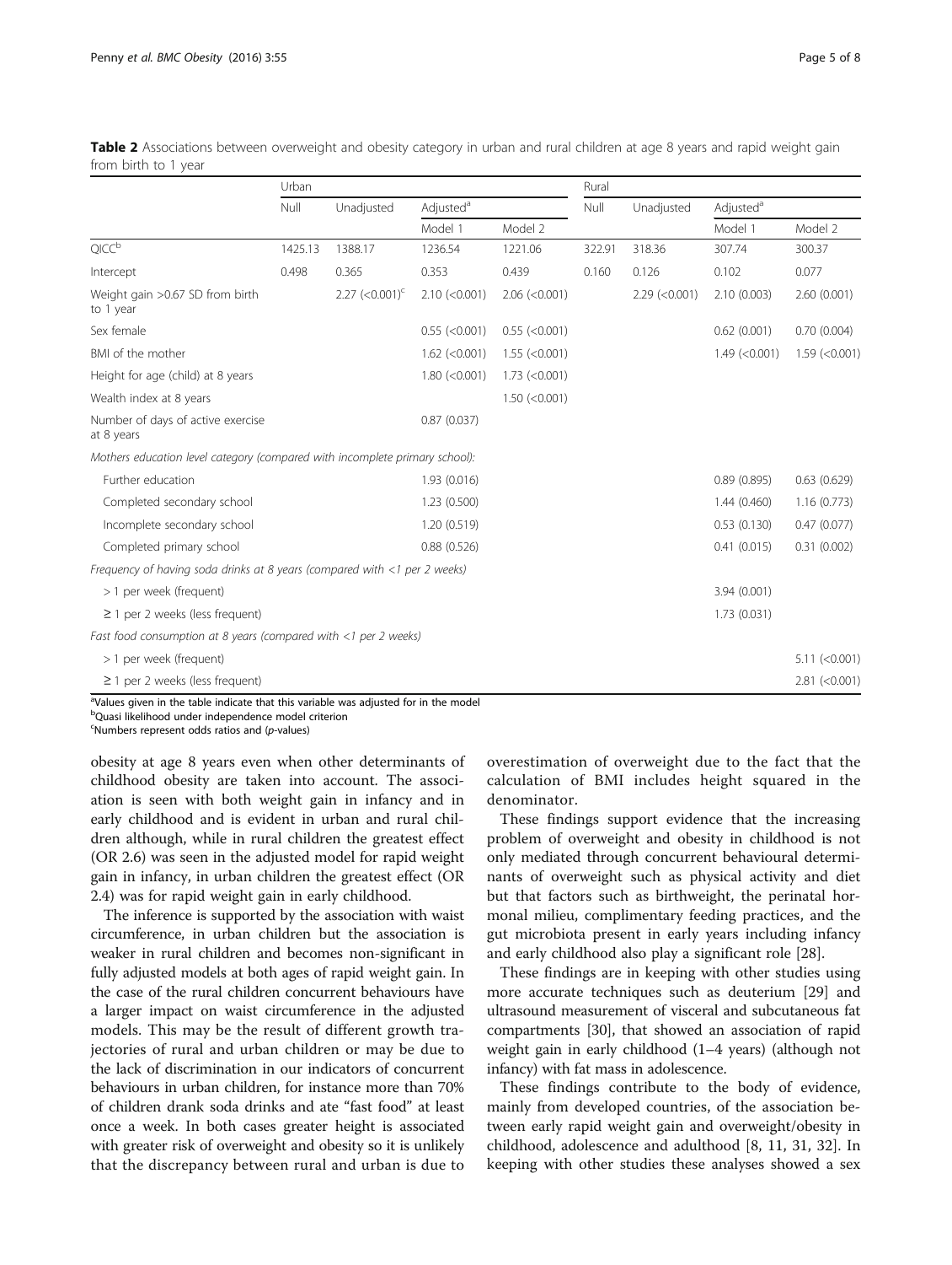**Table 2** Associations between overweight and obesity category in urban and rural children at age 8 years and rapid weight gain from birth to 1 year

| | Urban | | | | Rural | | | |
|---|---|---|---|---|---|---|---|---|
| | Null | Unadjusted | Adjusted[a] | | Null | Unadjusted | Adjusted[a] | |
| | | | Model 1 | Model 2 | | | Model 1 | Model 2 |
| QICC[b] | 1425.13 | 1388.17 | 1236.54 | 1221.06 | 322.91 | 318.36 | 307.74 | 300.37 |
| Intercept | 0.498 | 0.365 | 0.353 | 0.439 | 0.160 | 0.126 | 0.102 | 0.077 |
| Weight gain >0.67 SD from birth to 1 year | | 2.27 (<0.001)[c] | 2.10 (<0.001) | 2.06 (<0.001) | | 2.29 (<0.001) | 2.10 (0.003) | 2.60 (0.001) |
| Sex female | | | 0.55 (<0.001) | 0.55 (<0.001) | | | 0.62 (0.001) | 0.70 (0.004) |
| BMI of the mother | | | 1.62 (<0.001) | 1.55 (<0.001) | | | 1.49 (<0.001) | 1.59 (<0.001) |
| Height for age (child) at 8 years | | | 1.80 (<0.001) | 1.73 (<0.001) | | | | |
| Wealth index at 8 years | | | | 1.50 (<0.001) | | | | |
| Number of days of active exercise at 8 years | | | 0.87 (0.037) | | | | | |
| *Mothers education level category (compared with incomplete primary school):* | | | | | | | | |
| Further education | | | 1.93 (0.016) | | | | 0.89 (0.895) | 0.63 (0.629) |
| Completed secondary school | | | 1.23 (0.500) | | | | 1.44 (0.460) | 1.16 (0.773) |
| Incomplete secondary school | | | 1.20 (0.519) | | | | 0.53 (0.130) | 0.47 (0.077) |
| Completed primary school | | | 0.88 (0.526) | | | | 0.41 (0.015) | 0.31 (0.002) |
| *Frequency of having soda drinks at 8 years (compared with <1 per 2 weeks)* | | | | | | | | |
| > 1 per week (frequent) | | | | | | | 3.94 (0.001) | |
| ≥ 1 per 2 weeks (less frequent) | | | | | | | 1.73 (0.031) | |
| *Fast food consumption at 8 years (compared with <1 per 2 weeks)* | | | | | | | | |
| > 1 per week (frequent) | | | | | | | | 5.11 (<0.001) |
| ≥ 1 per 2 weeks (less frequent) | | | | | | | | 2.81 (<0.001) |

[a]Values given in the table indicate that this variable was adjusted for in the model
[b]Quasi likelihood under independence model criterion
[c]Numbers represent odds ratios and (*p*-values)

obesity at age 8 years even when other determinants of childhood obesity are taken into account. The association is seen with both weight gain in infancy and in early childhood and is evident in urban and rural children although, while in rural children the greatest effect (OR 2.6) was seen in the adjusted model for rapid weight gain in infancy, in urban children the greatest effect (OR 2.4) was for rapid weight gain in early childhood.

The inference is supported by the association with waist circumference, in urban children but the association is weaker in rural children and becomes non-significant in fully adjusted models at both ages of rapid weight gain. In the case of the rural children concurrent behaviours have a larger impact on waist circumference in the adjusted models. This may be the result of different growth trajectories of rural and urban children or may be due to the lack of discrimination in our indicators of concurrent behaviours in urban children, for instance more than 70% of children drank soda drinks and ate "fast food" at least once a week. In both cases greater height is associated with greater risk of overweight and obesity so it is unlikely that the discrepancy between rural and urban is due to overestimation of overweight due to the fact that the calculation of BMI includes height squared in the denominator.

These findings support evidence that the increasing problem of overweight and obesity in childhood is not only mediated through concurrent behavioural determinants of overweight such as physical activity and diet but that factors such as birthweight, the perinatal hormonal milieu, complimentary feeding practices, and the gut microbiota present in early years including infancy and early childhood also play a significant role [28].

These findings are in keeping with other studies using more accurate techniques such as deuterium [29] and ultrasound measurement of visceral and subcutaneous fat compartments [30], that showed an association of rapid weight gain in early childhood (1–4 years) (although not infancy) with fat mass in adolescence.

These findings contribute to the body of evidence, mainly from developed countries, of the association between early rapid weight gain and overweight/obesity in childhood, adolescence and adulthood [8, 11, 31, 32]. In keeping with other studies these analyses showed a sex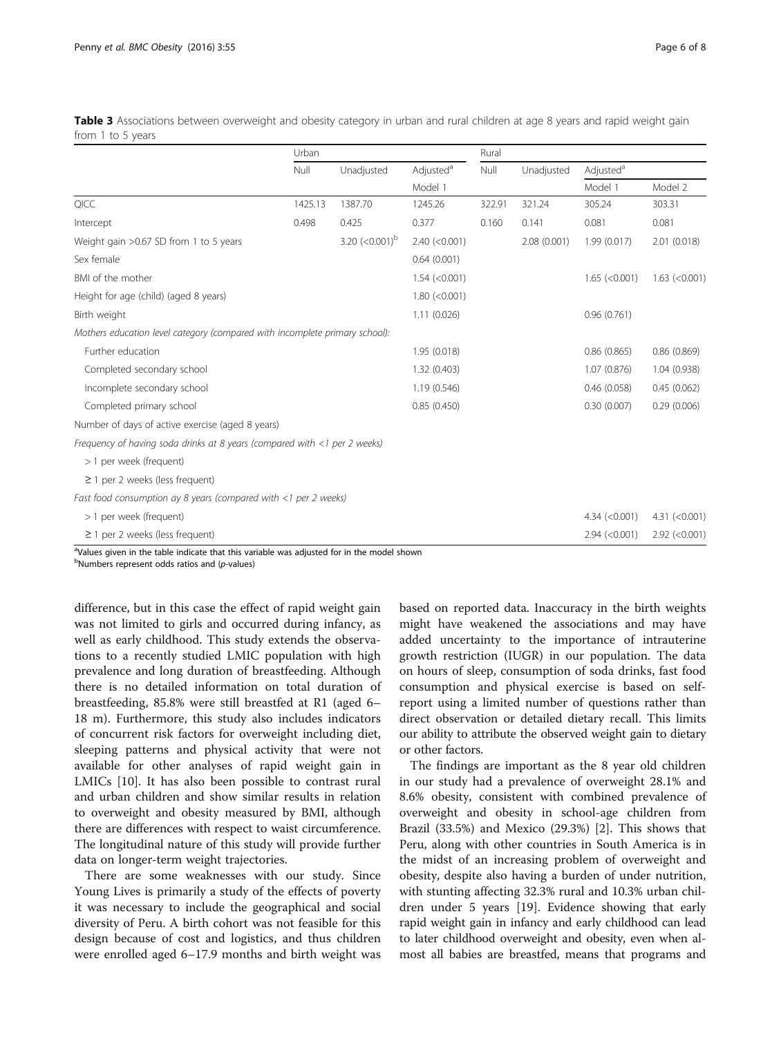**Table 3** Associations between overweight and obesity category in urban and rural children at age 8 years and rapid weight gain from 1 to 5 years

| | Urban | | | Rural | | | |
|---|---|---|---|---|---|---|---|
| | Null | Unadjusted | Adjusted[a] | Null | Unadjusted | Adjusted[a] | |
| | | | Model 1 | | | Model 1 | Model 2 |
| QICC | 1425.13 | 1387.70 | 1245.26 | 322.91 | 321.24 | 305.24 | 303.31 |
| Intercept | 0.498 | 0.425 | 0.377 | 0.160 | 0.141 | 0.081 | 0.081 |
| Weight gain >0.67 SD from 1 to 5 years | | 3.20 (<0.001)[b] | 2.40 (<0.001) | | 2.08 (0.001) | 1.99 (0.017) | 2.01 (0.018) |
| Sex female | | | 0.64 (0.001) | | | | |
| BMI of the mother | | | 1.54 (<0.001) | | | 1.65 (<0.001) | 1.63 (<0.001) |
| Height for age (child) (aged 8 years) | | | 1.80 (<0.001) | | | | |
| Birth weight | | | 1.11 (0.026) | | | 0.96 (0.761) | |
| *Mothers education level category (compared with incomplete primary school):* | | | | | | | |
| Further education | | | 1.95 (0.018) | | | 0.86 (0.865) | 0.86 (0.869) |
| Completed secondary school | | | 1.32 (0.403) | | | 1.07 (0.876) | 1.04 (0.938) |
| Incomplete secondary school | | | 1.19 (0.546) | | | 0.46 (0.058) | 0.45 (0.062) |
| Completed primary school | | | 0.85 (0.450) | | | 0.30 (0.007) | 0.29 (0.006) |
| Number of days of active exercise (aged 8 years) | | | | | | | |
| *Frequency of having soda drinks at 8 years (compared with <1 per 2 weeks)* | | | | | | | |
| > 1 per week (frequent) | | | | | | | |
| ≥ 1 per 2 weeks (less frequent) | | | | | | | |
| *Fast food consumption ay 8 years (compared with <1 per 2 weeks)* | | | | | | | |
| > 1 per week (frequent) | | | | | | 4.34 (<0.001) | 4.31 (<0.001) |
| ≥ 1 per 2 weeks (less frequent) | | | | | | 2.94 (<0.001) | 2.92 (<0.001) |

[a]Values given in the table indicate that this variable was adjusted for in the model shown
[b]Numbers represent odds ratios and (*p*-values)

difference, but in this case the effect of rapid weight gain was not limited to girls and occurred during infancy, as well as early childhood. This study extends the observations to a recently studied LMIC population with high prevalence and long duration of breastfeeding. Although there is no detailed information on total duration of breastfeeding, 85.8% were still breastfed at R1 (aged 6–18 m). Furthermore, this study also includes indicators of concurrent risk factors for overweight including diet, sleeping patterns and physical activity that were not available for other analyses of rapid weight gain in LMICs [10]. It has also been possible to contrast rural and urban children and show similar results in relation to overweight and obesity measured by BMI, although there are differences with respect to waist circumference. The longitudinal nature of this study will provide further data on longer-term weight trajectories.

There are some weaknesses with our study. Since Young Lives is primarily a study of the effects of poverty it was necessary to include the geographical and social diversity of Peru. A birth cohort was not feasible for this design because of cost and logistics, and thus children were enrolled aged 6–17.9 months and birth weight was based on reported data. Inaccuracy in the birth weights might have weakened the associations and may have added uncertainty to the importance of intrauterine growth restriction (IUGR) in our population. The data on hours of sleep, consumption of soda drinks, fast food consumption and physical exercise is based on self-report using a limited number of questions rather than direct observation or detailed dietary recall. This limits our ability to attribute the observed weight gain to dietary or other factors.

The findings are important as the 8 year old children in our study had a prevalence of overweight 28.1% and 8.6% obesity, consistent with combined prevalence of overweight and obesity in school-age children from Brazil (33.5%) and Mexico (29.3%) [2]. This shows that Peru, along with other countries in South America is in the midst of an increasing problem of overweight and obesity, despite also having a burden of under nutrition, with stunting affecting 32.3% rural and 10.3% urban children under 5 years [19]. Evidence showing that early rapid weight gain in infancy and early childhood can lead to later childhood overweight and obesity, even when almost all babies are breastfed, means that programs and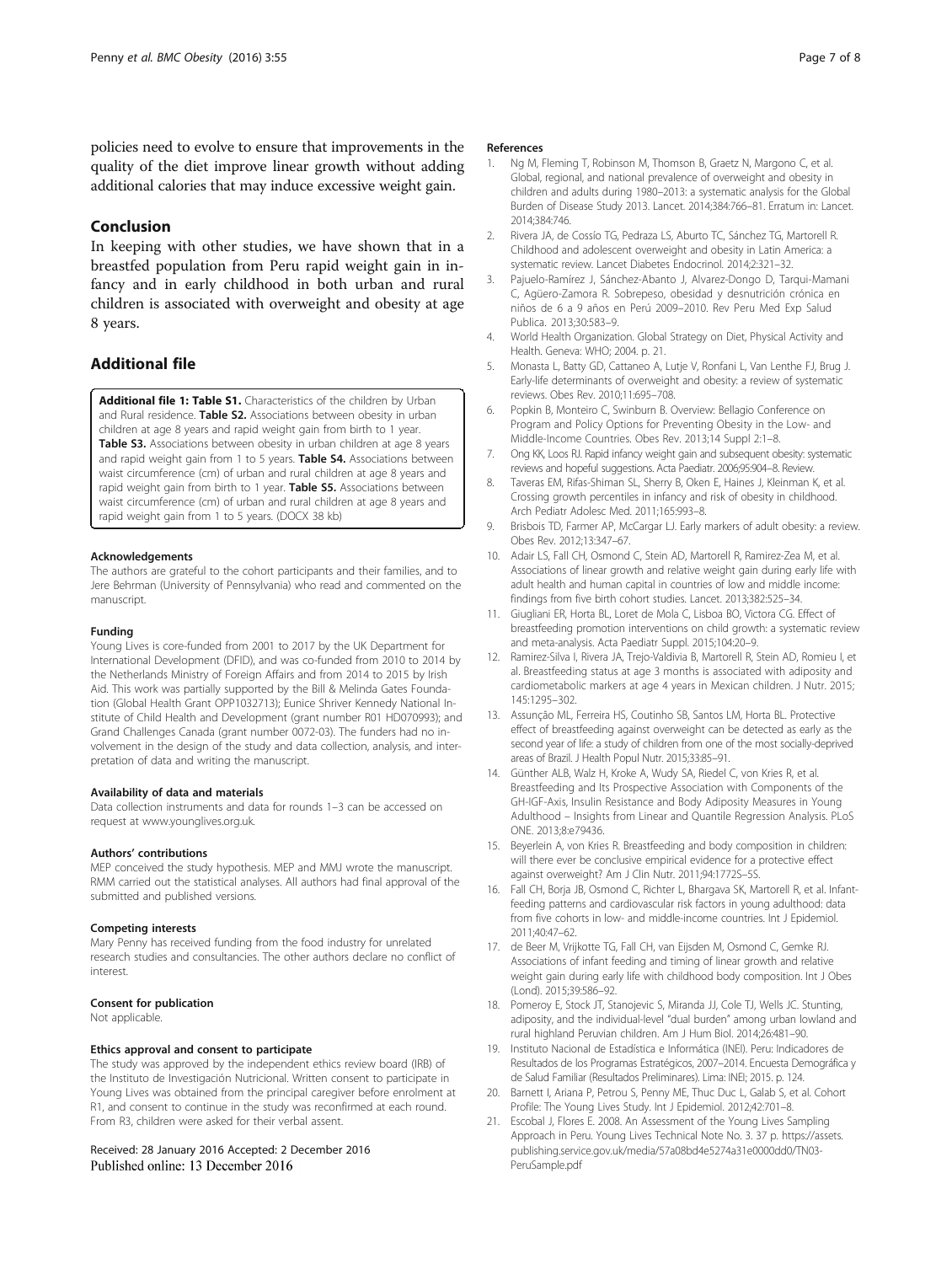policies need to evolve to ensure that improvements in the quality of the diet improve linear growth without adding additional calories that may induce excessive weight gain.

## Conclusion

In keeping with other studies, we have shown that in a breastfed population from Peru rapid weight gain in infancy and in early childhood in both urban and rural children is associated with overweight and obesity at age 8 years.

## Additional file

**Additional file 1: Table S1.** Characteristics of the children by Urban and Rural residence. **Table S2.** Associations between obesity in urban children at age 8 years and rapid weight gain from birth to 1 year. **Table S3.** Associations between obesity in urban children at age 8 years and rapid weight gain from 1 to 5 years. **Table S4.** Associations between waist circumference (cm) of urban and rural children at age 8 years and rapid weight gain from birth to 1 year. **Table S5.** Associations between waist circumference (cm) of urban and rural children at age 8 years and rapid weight gain from 1 to 5 years. (DOCX 38 kb)

#### Acknowledgements

The authors are grateful to the cohort participants and their families, and to Jere Behrman (University of Pennsylvania) who read and commented on the manuscript.

#### Funding

Young Lives is core-funded from 2001 to 2017 by the UK Department for International Development (DFID), and was co-funded from 2010 to 2014 by the Netherlands Ministry of Foreign Affairs and from 2014 to 2015 by Irish Aid. This work was partially supported by the Bill & Melinda Gates Foundation (Global Health Grant OPP1032713); Eunice Shriver Kennedy National Institute of Child Health and Development (grant number R01 HD070993); and Grand Challenges Canada (grant number 0072-03). The funders had no involvement in the design of the study and data collection, analysis, and interpretation of data and writing the manuscript.

#### Availability of data and materials

Data collection instruments and data for rounds 1–3 can be accessed on request at www.younglives.org.uk.

#### Authors' contributions

MEP conceived the study hypothesis. MEP and MMJ wrote the manuscript. RMM carried out the statistical analyses. All authors had final approval of the submitted and published versions.

#### Competing interests

Mary Penny has received funding from the food industry for unrelated research studies and consultancies. The other authors declare no conflict of interest.

#### Consent for publication

Not applicable.

#### Ethics approval and consent to participate

The study was approved by the independent ethics review board (IRB) of the Instituto de Investigación Nutricional. Written consent to participate in Young Lives was obtained from the principal caregiver before enrolment at R1, and consent to continue in the study was reconfirmed at each round. From R3, children were asked for their verbal assent.

Received: 28 January 2016 Accepted: 2 December 2016
Published online: 13 December 2016

#### References

1. Ng M, Fleming T, Robinson M, Thomson B, Graetz N, Margono C, et al. Global, regional, and national prevalence of overweight and obesity in children and adults during 1980–2013: a systematic analysis for the Global Burden of Disease Study 2013. Lancet. 2014;384:766–81. Erratum in: Lancet. 2014;384:746.
2. Rivera JA, de Cossío TG, Pedraza LS, Aburto TC, Sánchez TG, Martorell R. Childhood and adolescent overweight and obesity in Latin America: a systematic review. Lancet Diabetes Endocrinol. 2014;2:321–32.
3. Pajuelo-Ramírez J, Sánchez-Abanto J, Alvarez-Dongo D, Tarqui-Mamani C, Agüero-Zamora R. Sobrepeso, obesidad y desnutrición crónica en niños de 6 a 9 años en Perú 2009–2010. Rev Peru Med Exp Salud Publica. 2013;30:583–9.
4. World Health Organization. Global Strategy on Diet, Physical Activity and Health. Geneva: WHO; 2004. p. 21.
5. Monasta L, Batty GD, Cattaneo A, Lutje V, Ronfani L, Van Lenthe FJ, Brug J. Early-life determinants of overweight and obesity: a review of systematic reviews. Obes Rev. 2010;11:695–708.
6. Popkin B, Monteiro C, Swinburn B. Overview: Bellagio Conference on Program and Policy Options for Preventing Obesity in the Low- and Middle-Income Countries. Obes Rev. 2013;14 Suppl 2:1–8.
7. Ong KK, Loos RJ. Rapid infancy weight gain and subsequent obesity: systematic reviews and hopeful suggestions. Acta Paediatr. 2006;95:904–8. Review.
8. Taveras EM, Rifas-Shiman SL, Sherry B, Oken E, Haines J, Kleinman K, et al. Crossing growth percentiles in infancy and risk of obesity in childhood. Arch Pediatr Adolesc Med. 2011;165:993–8.
9. Brisbois TD, Farmer AP, McCargar LJ. Early markers of adult obesity: a review. Obes Rev. 2012;13:347–67.
10. Adair LS, Fall CH, Osmond C, Stein AD, Martorell R, Ramirez-Zea M, et al. Associations of linear growth and relative weight gain during early life with adult health and human capital in countries of low and middle income: findings from five birth cohort studies. Lancet. 2013;382:525–34.
11. Giugliani ER, Horta BL, Loret de Mola C, Lisboa BO, Victora CG. Effect of breastfeeding promotion interventions on child growth: a systematic review and meta-analysis. Acta Paediatr Suppl. 2015;104:20–9.
12. Ramirez-Silva I, Rivera JA, Trejo-Valdivia B, Martorell R, Stein AD, Romieu I, et al. Breastfeeding status at age 3 months is associated with adiposity and cardiometabolic markers at age 4 years in Mexican children. J Nutr. 2015; 145:1295–302.
13. Assunção ML, Ferreira HS, Coutinho SB, Santos LM, Horta BL. Protective effect of breastfeeding against overweight can be detected as early as the second year of life: a study of children from one of the most socially-deprived areas of Brazil. J Health Popul Nutr. 2015;33:85–91.
14. Günther ALB, Walz H, Kroke A, Wudy SA, Riedel C, von Kries R, et al. Breastfeeding and Its Prospective Association with Components of the GH-IGF-Axis, Insulin Resistance and Body Adiposity Measures in Young Adulthood – Insights from Linear and Quantile Regression Analysis. PLoS ONE. 2013;8:e79436.
15. Beyerlein A, von Kries R. Breastfeeding and body composition in children: will there ever be conclusive empirical evidence for a protective effect against overweight? Am J Clin Nutr. 2011;94:1772S–5S.
16. Fall CH, Borja JB, Osmond C, Richter L, Bhargava SK, Martorell R, et al. Infant-feeding patterns and cardiovascular risk factors in young adulthood: data from five cohorts in low- and middle-income countries. Int J Epidemiol. 2011;40:47–62.
17. de Beer M, Vrijkotte TG, Fall CH, van Eijsden M, Osmond C, Gemke RJ. Associations of infant feeding and timing of linear growth and relative weight gain during early life with childhood body composition. Int J Obes (Lond). 2015;39:586–92.
18. Pomeroy E, Stock JT, Stanojevic S, Miranda JJ, Cole TJ, Wells JC. Stunting, adiposity, and the individual-level "dual burden" among urban lowland and rural highland Peruvian children. Am J Hum Biol. 2014;26:481–90.
19. Instituto Nacional de Estadística e Informática (INEI). Peru: Indicadores de Resultados de los Programas Estratégicos, 2007–2014. Encuesta Demográfica y de Salud Familiar (Resultados Preliminares). Lima: INEI; 2015. p. 124.
20. Barnett I, Ariana P, Petrou S, Penny ME, Thuc Duc L, Galab S, et al. Cohort Profile: The Young Lives Study. Int J Epidemiol. 2012;42:701–8.
21. Escobal J, Flores E. 2008. An Assessment of the Young Lives Sampling Approach in Peru. Young Lives Technical Note No. 3. 37 p. https://assets.publishing.service.gov.uk/media/57a08bd4e5274a31e0000dd0/TN03-PeruSample.pdf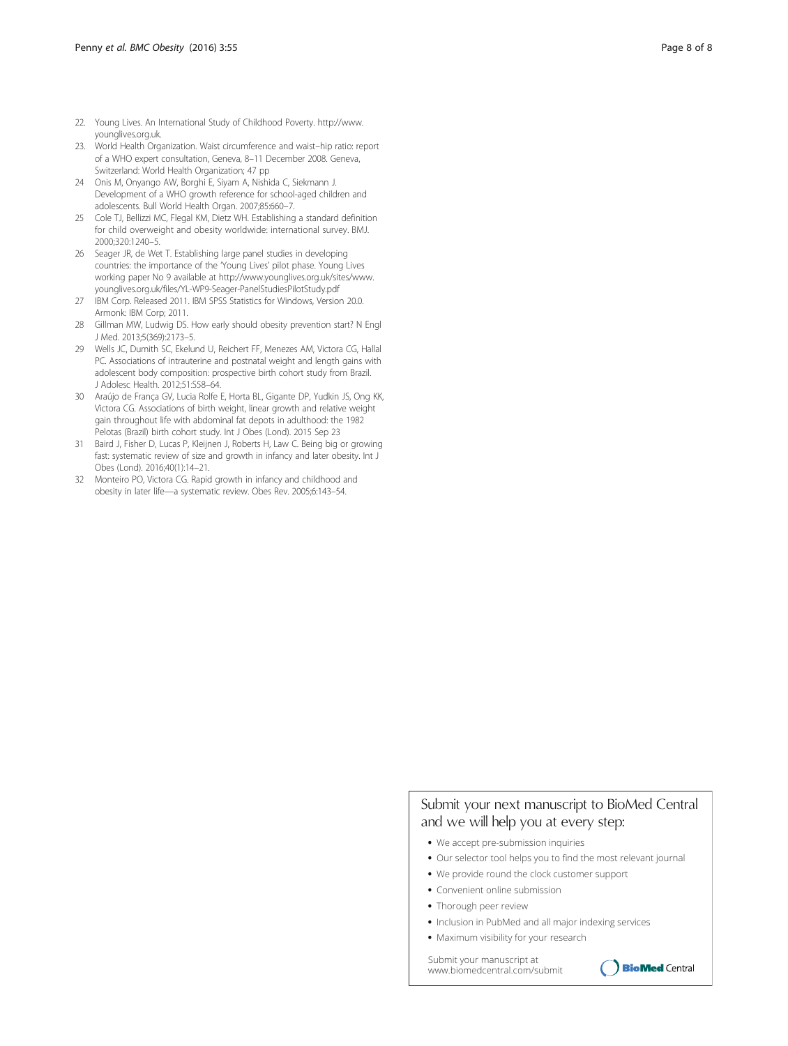22. Young Lives. An International Study of Childhood Poverty. http://www.younglives.org.uk.
23. World Health Organization. Waist circumference and waist–hip ratio: report of a WHO expert consultation, Geneva, 8–11 December 2008. Geneva, Switzerland: World Health Organization; 47 pp
24 Onis M, Onyango AW, Borghi E, Siyam A, Nishida C, Siekmann J. Development of a WHO growth reference for school-aged children and adolescents. Bull World Health Organ. 2007;85:660–7.
25 Cole TJ, Bellizzi MC, Flegal KM, Dietz WH. Establishing a standard definition for child overweight and obesity worldwide: international survey. BMJ. 2000;320:1240–5.
26 Seager JR, de Wet T. Establishing large panel studies in developing countries: the importance of the 'Young Lives' pilot phase. Young Lives working paper No 9 available at http://www.younglives.org.uk/sites/www.younglives.org.uk/files/YL-WP9-Seager-PanelStudiesPilotStudy.pdf
27 IBM Corp. Released 2011. IBM SPSS Statistics for Windows, Version 20.0. Armonk: IBM Corp; 2011.
28 Gillman MW, Ludwig DS. How early should obesity prevention start? N Engl J Med. 2013;5(369):2173–5.
29 Wells JC, Dumith SC, Ekelund U, Reichert FF, Menezes AM, Victora CG, Hallal PC. Associations of intrauterine and postnatal weight and length gains with adolescent body composition: prospective birth cohort study from Brazil. J Adolesc Health. 2012;51:S58–64.
30 Araújo de França GV, Lucia Rolfe E, Horta BL, Gigante DP, Yudkin JS, Ong KK, Victora CG. Associations of birth weight, linear growth and relative weight gain throughout life with abdominal fat depots in adulthood: the 1982 Pelotas (Brazil) birth cohort study. Int J Obes (Lond). 2015 Sep 23
31 Baird J, Fisher D, Lucas P, Kleijnen J, Roberts H, Law C. Being big or growing fast: systematic review of size and growth in infancy and later obesity. Int J Obes (Lond). 2016;40(1):14–21.
32 Monteiro PO, Victora CG. Rapid growth in infancy and childhood and obesity in later life—a systematic review. Obes Rev. 2005;6:143–54.

Submit your next manuscript to BioMed Central and we will help you at every step:

- We accept pre-submission inquiries
- Our selector tool helps you to find the most relevant journal
- We provide round the clock customer support
- Convenient online submission
- Thorough peer review
- Inclusion in PubMed and all major indexing services
- Maximum visibility for your research

Submit your manuscript at www.biomedcentral.com/submit

BioMed Central